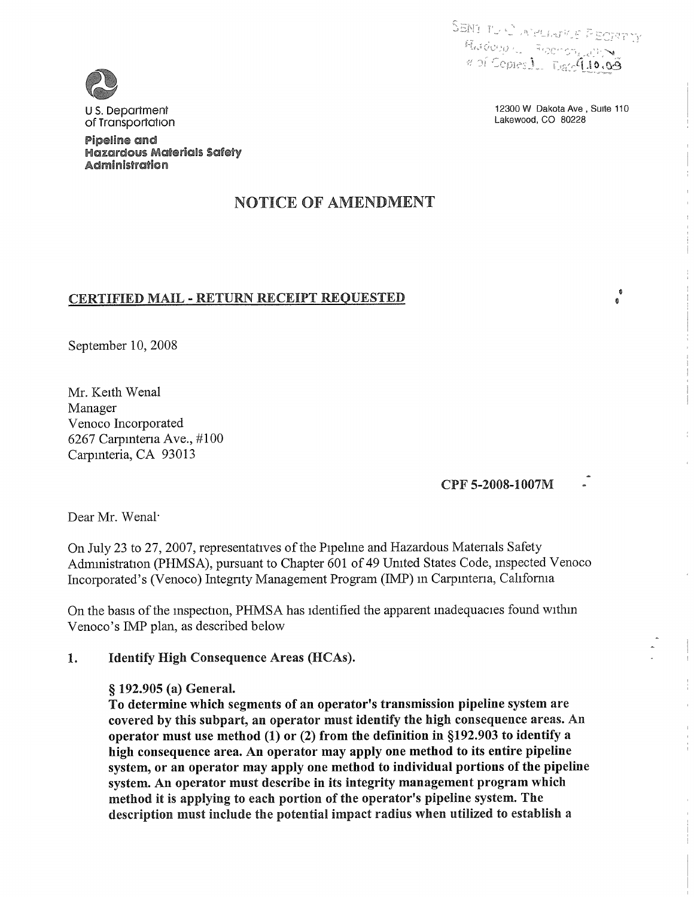SENT TO COMPLIANCE REGISTRY
Hardcopy Electronically
# of Copies 1 Date 9.10.08

U S. Department of Transportation

**Pipeline and Hazardous Materials Safety Administration**

12300 W Dakota Ave , Suite 110
Lakewood, CO 80228

# NOTICE OF AMENDMENT

**CERTIFIED MAIL - RETURN RECEIPT REQUESTED**

September 10, 2008

Mr. Keith Wenal
Manager
Venoco Incorporated
6267 Carpinteria Ave., #100
Carpinteria, CA 93013

**CPF 5-2008-1007M**

Dear Mr. Wenal:

On July 23 to 27, 2007, representatives of the Pipeline and Hazardous Materials Safety Administration (PHMSA), pursuant to Chapter 601 of 49 United States Code, inspected Venoco Incorporated's (Venoco) Integrity Management Program (IMP) in Carpinteria, California

On the basis of the inspection, PHMSA has identified the apparent inadequacies found within Venoco's IMP plan, as described below

1. **Identify High Consequence Areas (HCAs).**

   **§ 192.905 (a) General.**
   **To determine which segments of an operator's transmission pipeline system are covered by this subpart, an operator must identify the high consequence areas. An operator must use method (1) or (2) from the definition in §192.903 to identify a high consequence area. An operator may apply one method to its entire pipeline system, or an operator may apply one method to individual portions of the pipeline system. An operator must describe in its integrity management program which method it is applying to each portion of the operator's pipeline system. The description must include the potential impact radius when utilized to establish a**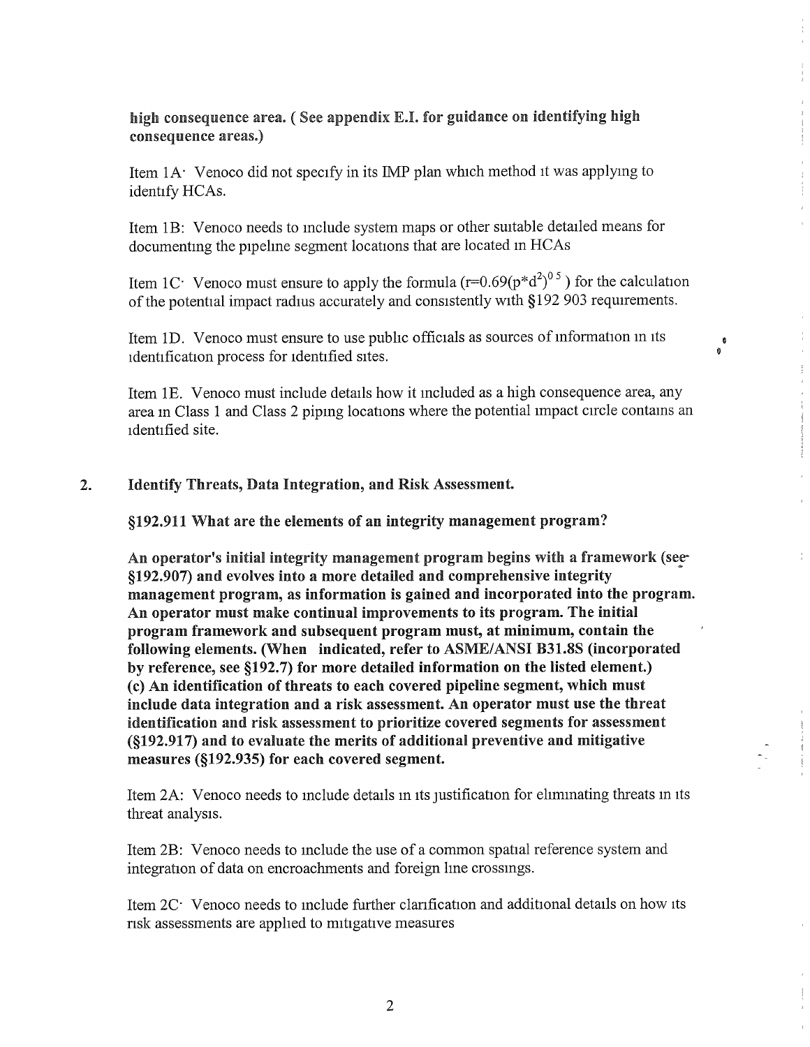**high consequence area. ( See appendix E.I. for guidance on identifying high consequence areas.)**

Item 1A: Venoco did not specify in its IMP plan which method it was applying to identify HCAs.

Item 1B: Venoco needs to include system maps or other suitable detailed means for documenting the pipeline segment locations that are located in HCAs

Item 1C: Venoco must ensure to apply the formula ($r=0.69(p*d^2)^{0.5}$ ) for the calculation of the potential impact radius accurately and consistently with §192.903 requirements.

Item 1D. Venoco must ensure to use public officials as sources of information in its identification process for identified sites.

Item 1E. Venoco must include details how it included as a high consequence area, any area in Class 1 and Class 2 piping locations where the potential impact circle contains an identified site.

## 2. Identify Threats, Data Integration, and Risk Assessment.

**§192.911 What are the elements of an integrity management program?**

**An operator's initial integrity management program begins with a framework (see §192.907) and evolves into a more detailed and comprehensive integrity management program, as information is gained and incorporated into the program. An operator must make continual improvements to its program. The initial program framework and subsequent program must, at minimum, contain the following elements. (When indicated, refer to ASME/ANSI B31.8S (incorporated by reference, see §192.7) for more detailed information on the listed element.)**
**(c) An identification of threats to each covered pipeline segment, which must include data integration and a risk assessment. An operator must use the threat identification and risk assessment to prioritize covered segments for assessment (§192.917) and to evaluate the merits of additional preventive and mitigative measures (§192.935) for each covered segment.**

Item 2A: Venoco needs to include details in its justification for eliminating threats in its threat analysis.

Item 2B: Venoco needs to include the use of a common spatial reference system and integration of data on encroachments and foreign line crossings.

Item 2C: Venoco needs to include further clarification and additional details on how its risk assessments are applied to mitigative measures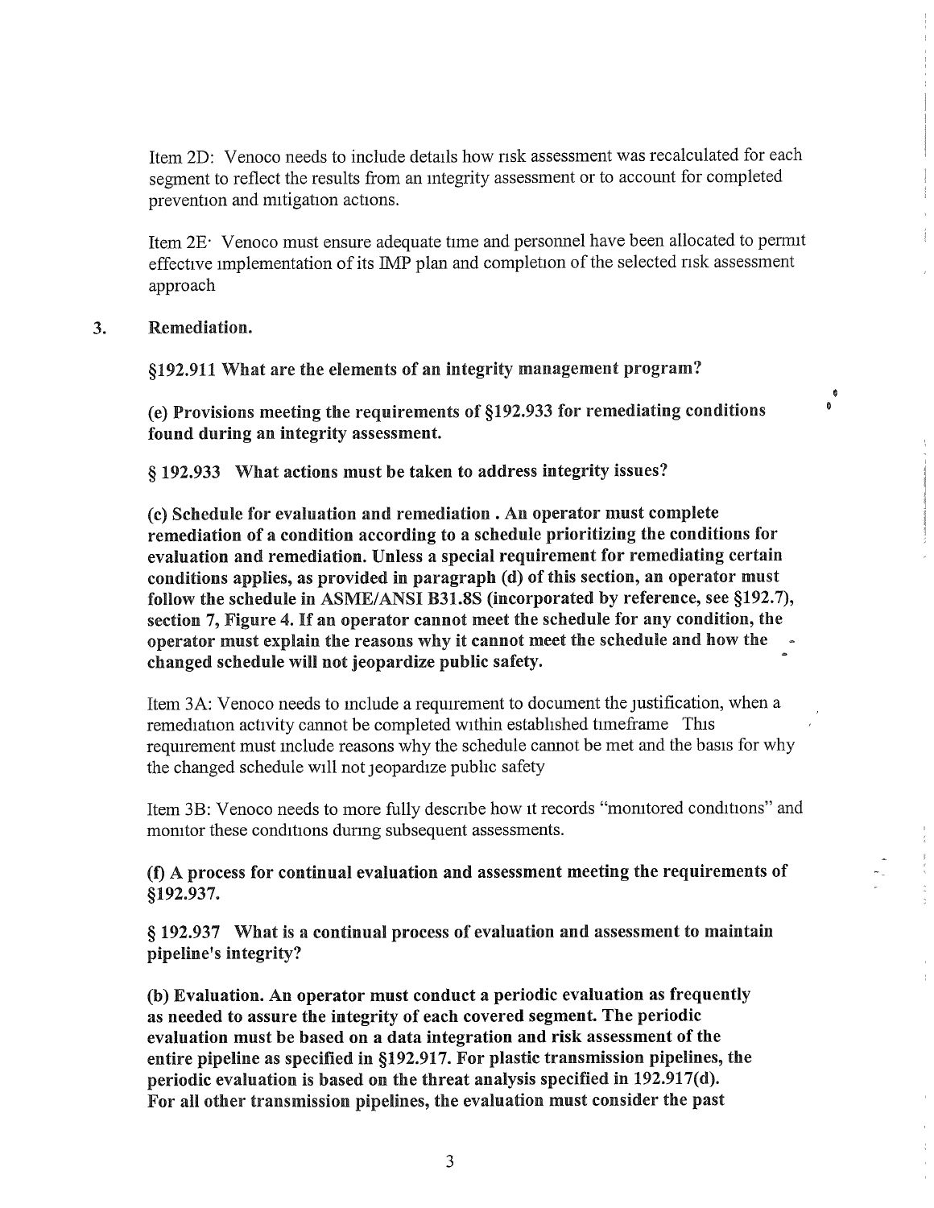Item 2D: Venoco needs to include details how risk assessment was recalculated for each segment to reflect the results from an integrity assessment or to account for completed prevention and mitigation actions.

Item 2E· Venoco must ensure adequate time and personnel have been allocated to permit effective implementation of its IMP plan and completion of the selected risk assessment approach

3. **Remediation.**

**§192.911 What are the elements of an integrity management program?**

**(e) Provisions meeting the requirements of §192.933 for remediating conditions found during an integrity assessment.**

**§ 192.933 What actions must be taken to address integrity issues?**

**(c) Schedule for evaluation and remediation . An operator must complete remediation of a condition according to a schedule prioritizing the conditions for evaluation and remediation. Unless a special requirement for remediating certain conditions applies, as provided in paragraph (d) of this section, an operator must follow the schedule in ASME/ANSI B31.8S (incorporated by reference, see §192.7), section 7, Figure 4. If an operator cannot meet the schedule for any condition, the operator must explain the reasons why it cannot meet the schedule and how the changed schedule will not jeopardize public safety.**

Item 3A: Venoco needs to include a requirement to document the justification, when a remediation activity cannot be completed within established timeframe This requirement must include reasons why the schedule cannot be met and the basis for why the changed schedule will not jeopardize public safety

Item 3B: Venoco needs to more fully describe how it records "monitored conditions" and monitor these conditions during subsequent assessments.

**(f) A process for continual evaluation and assessment meeting the requirements of §192.937.**

**§ 192.937 What is a continual process of evaluation and assessment to maintain pipeline's integrity?**

**(b) Evaluation. An operator must conduct a periodic evaluation as frequently as needed to assure the integrity of each covered segment. The periodic evaluation must be based on a data integration and risk assessment of the entire pipeline as specified in §192.917. For plastic transmission pipelines, the periodic evaluation is based on the threat analysis specified in 192.917(d). For all other transmission pipelines, the evaluation must consider the past**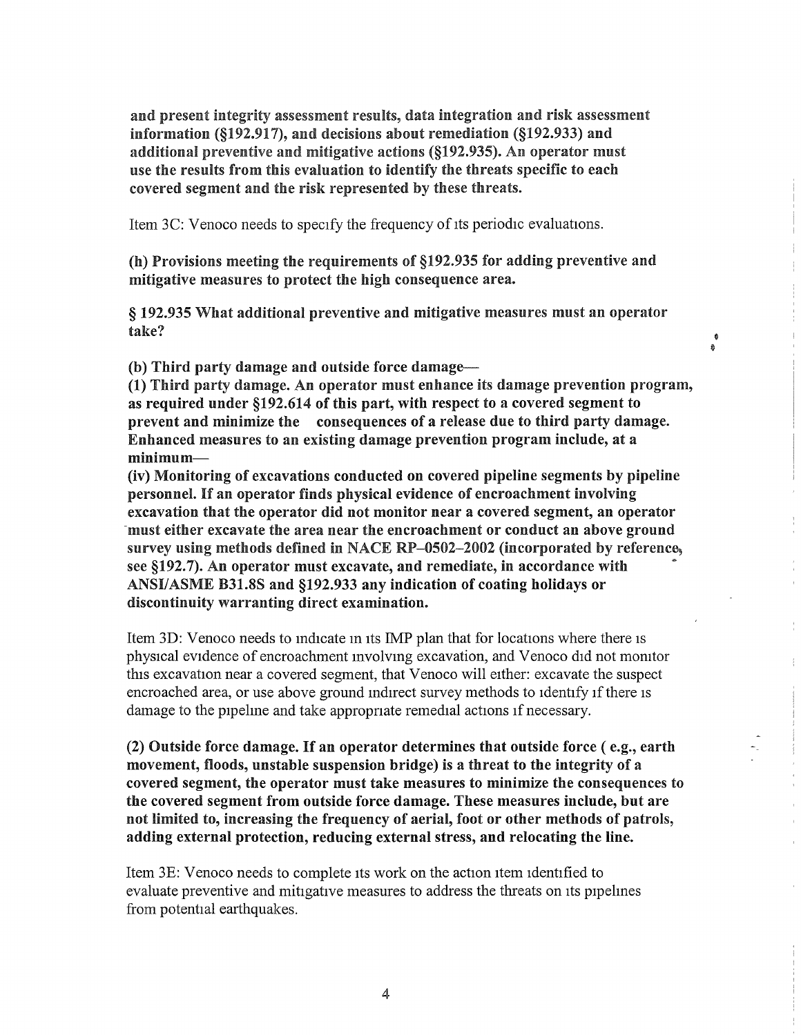**and present integrity assessment results, data integration and risk assessment information (§192.917), and decisions about remediation (§192.933) and additional preventive and mitigative actions (§192.935). An operator must use the results from this evaluation to identify the threats specific to each covered segment and the risk represented by these threats.**

Item 3C: Venoco needs to specify the frequency of its periodic evaluations.

**(h) Provisions meeting the requirements of §192.935 for adding preventive and mitigative measures to protect the high consequence area.**

**§ 192.935 What additional preventive and mitigative measures must an operator take?**

**(b) Third party damage and outside force damage—**

**(1) Third party damage. An operator must enhance its damage prevention program, as required under §192.614 of this part, with respect to a covered segment to prevent and minimize the consequences of a release due to third party damage. Enhanced measures to an existing damage prevention program include, at a minimum—**

**(iv) Monitoring of excavations conducted on covered pipeline segments by pipeline personnel. If an operator finds physical evidence of encroachment involving excavation that the operator did not monitor near a covered segment, an operator must either excavate the area near the encroachment or conduct an above ground survey using methods defined in NACE RP–0502–2002 (incorporated by reference, see §192.7). An operator must excavate, and remediate, in accordance with ANSI/ASME B31.8S and §192.933 any indication of coating holidays or discontinuity warranting direct examination.**

Item 3D: Venoco needs to indicate in its IMP plan that for locations where there is physical evidence of encroachment involving excavation, and Venoco did not monitor this excavation near a covered segment, that Venoco will either: excavate the suspect encroached area, or use above ground indirect survey methods to identify if there is damage to the pipeline and take appropriate remedial actions if necessary.

**(2) Outside force damage. If an operator determines that outside force ( e.g., earth movement, floods, unstable suspension bridge) is a threat to the integrity of a covered segment, the operator must take measures to minimize the consequences to the covered segment from outside force damage. These measures include, but are not limited to, increasing the frequency of aerial, foot or other methods of patrols, adding external protection, reducing external stress, and relocating the line.**

Item 3E: Venoco needs to complete its work on the action item identified to evaluate preventive and mitigative measures to address the threats on its pipelines from potential earthquakes.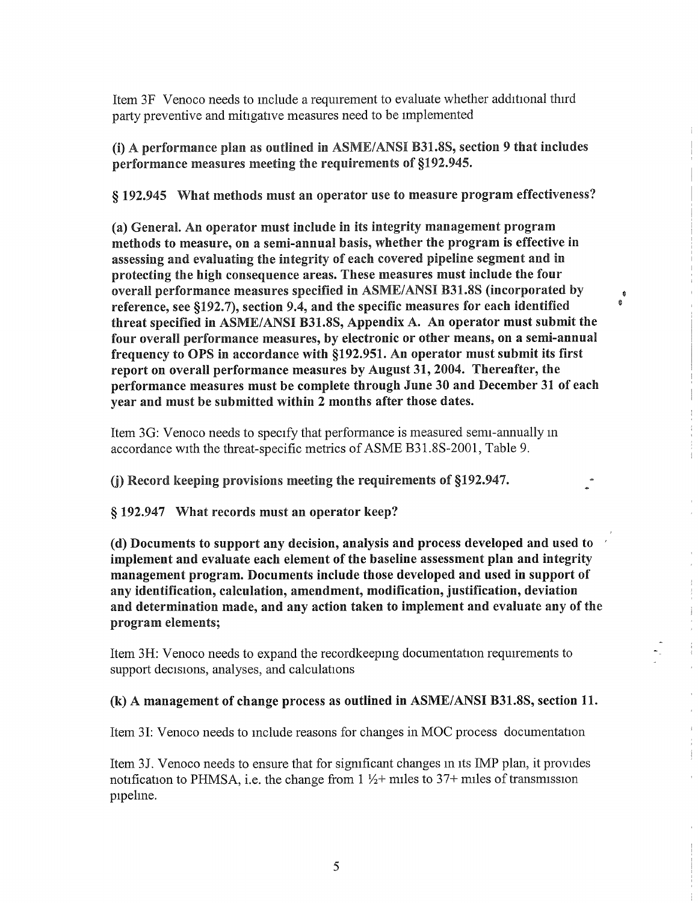Item 3F Venoco needs to include a requirement to evaluate whether additional third party preventive and mitigative measures need to be implemented

**(i) A performance plan as outlined in ASME/ANSI B31.8S, section 9 that includes performance measures meeting the requirements of §192.945.**

**§ 192.945 What methods must an operator use to measure program effectiveness?**

**(a) General. An operator must include in its integrity management program methods to measure, on a semi-annual basis, whether the program is effective in assessing and evaluating the integrity of each covered pipeline segment and in protecting the high consequence areas. These measures must include the four overall performance measures specified in ASME/ANSI B31.8S (incorporated by reference, see §192.7), section 9.4, and the specific measures for each identified threat specified in ASME/ANSI B31.8S, Appendix A. An operator must submit the four overall performance measures, by electronic or other means, on a semi-annual frequency to OPS in accordance with §192.951. An operator must submit its first report on overall performance measures by August 31, 2004. Thereafter, the performance measures must be complete through June 30 and December 31 of each year and must be submitted within 2 months after those dates.**

Item 3G: Venoco needs to specify that performance is measured semi-annually in accordance with the threat-specific metrics of ASME B31.8S-2001, Table 9.

**(j) Record keeping provisions meeting the requirements of §192.947.**

**§ 192.947 What records must an operator keep?**

**(d) Documents to support any decision, analysis and process developed and used to implement and evaluate each element of the baseline assessment plan and integrity management program. Documents include those developed and used in support of any identification, calculation, amendment, modification, justification, deviation and determination made, and any action taken to implement and evaluate any of the program elements;**

Item 3H: Venoco needs to expand the recordkeeping documentation requirements to support decisions, analyses, and calculations

**(k) A management of change process as outlined in ASME/ANSI B31.8S, section 11.**

Item 3I: Venoco needs to include reasons for changes in MOC process documentation

Item 3J. Venoco needs to ensure that for significant changes in its IMP plan, it provides notification to PHMSA, i.e. the change from 1 ½+ miles to 37+ miles of transmission pipeline.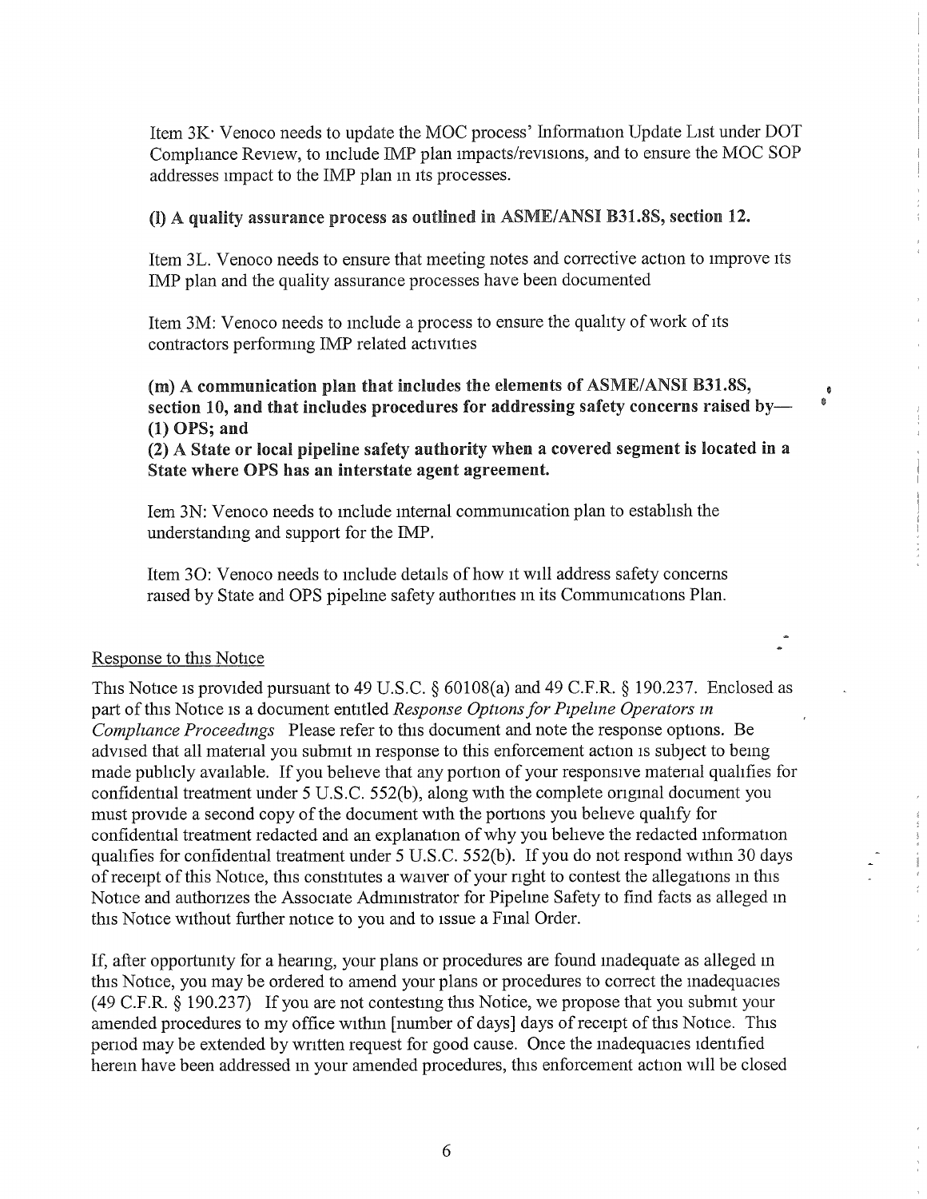Item 3K: Venoco needs to update the MOC process' Information Update List under DOT Compliance Review, to include IMP plan impacts/revisions, and to ensure the MOC SOP addresses impact to the IMP plan in its processes.

**(l) A quality assurance process as outlined in ASME/ANSI B31.8S, section 12.**

Item 3L. Venoco needs to ensure that meeting notes and corrective action to improve its IMP plan and the quality assurance processes have been documented

Item 3M: Venoco needs to include a process to ensure the quality of work of its contractors performing IMP related activities

**(m) A communication plan that includes the elements of ASME/ANSI B31.8S, section 10, and that includes procedures for addressing safety concerns raised by—**
**(1) OPS; and**
**(2) A State or local pipeline safety authority when a covered segment is located in a State where OPS has an interstate agent agreement.**

Iem 3N: Venoco needs to include internal communication plan to establish the understanding and support for the IMP.

Item 3O: Venoco needs to include details of how it will address safety concerns raised by State and OPS pipeline safety authorities in its Communications Plan.

Response to this Notice

This Notice is provided pursuant to 49 U.S.C. § 60108(a) and 49 C.F.R. § 190.237. Enclosed as part of this Notice is a document entitled *Response Options for Pipeline Operators in Compliance Proceedings* Please refer to this document and note the response options. Be advised that all material you submit in response to this enforcement action is subject to being made publicly available. If you believe that any portion of your responsive material qualifies for confidential treatment under 5 U.S.C. 552(b), along with the complete original document you must provide a second copy of the document with the portions you believe qualify for confidential treatment redacted and an explanation of why you believe the redacted information qualifies for confidential treatment under 5 U.S.C. 552(b). If you do not respond within 30 days of receipt of this Notice, this constitutes a waiver of your right to contest the allegations in this Notice and authorizes the Associate Administrator for Pipeline Safety to find facts as alleged in this Notice without further notice to you and to issue a Final Order.

If, after opportunity for a hearing, your plans or procedures are found inadequate as alleged in this Notice, you may be ordered to amend your plans or procedures to correct the inadequacies (49 C.F.R. § 190.237) If you are not contesting this Notice, we propose that you submit your amended procedures to my office within [number of days] days of receipt of this Notice. This period may be extended by written request for good cause. Once the inadequacies identified herein have been addressed in your amended procedures, this enforcement action will be closed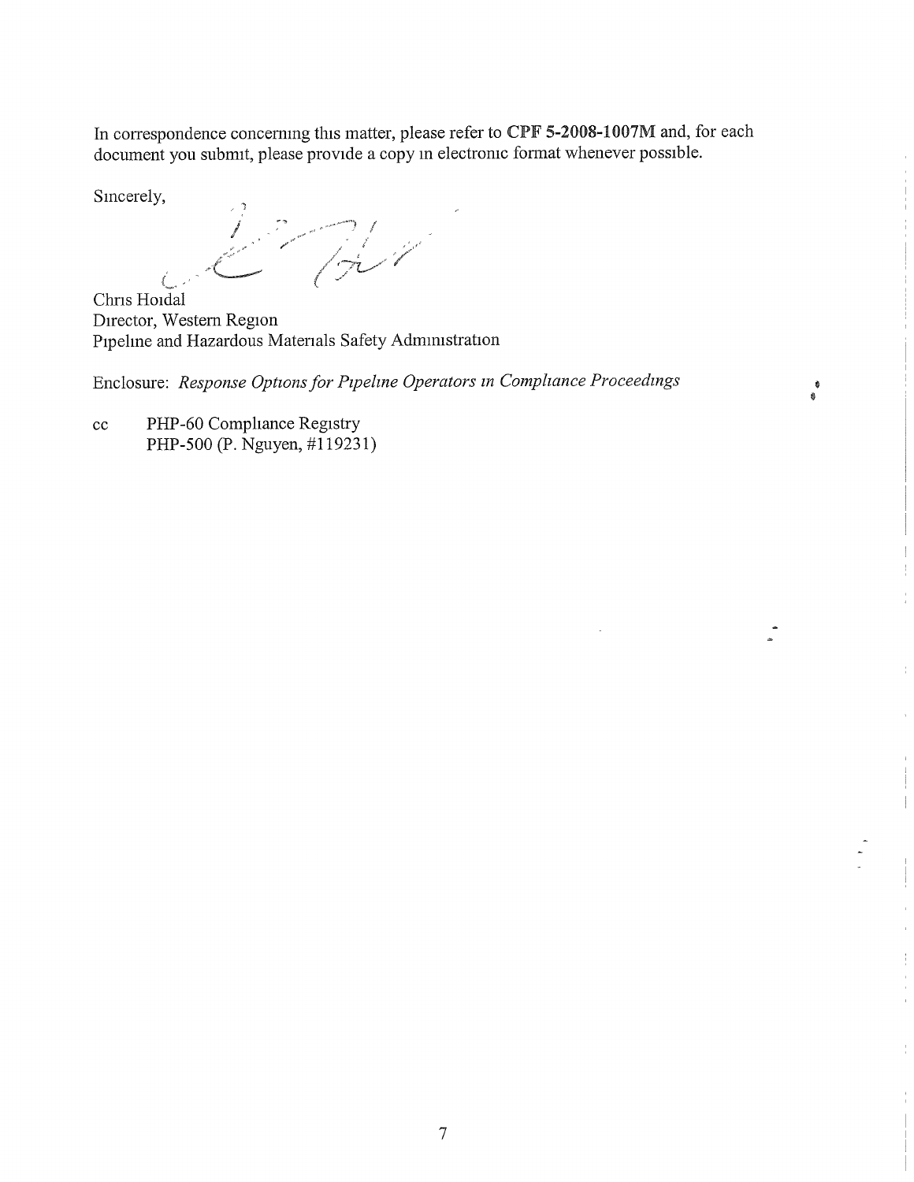In correspondence concerning this matter, please refer to **CPF 5-2008-1007M** and, for each document you submit, please provide a copy in electronic format whenever possible.

Sincerely,

Chris Hoidal
Director, Western Region
Pipeline and Hazardous Materials Safety Administration

Enclosure: *Response Options for Pipeline Operators in Compliance Proceedings*

cc PHP-60 Compliance Registry
PHP-500 (P. Nguyen, #119231)